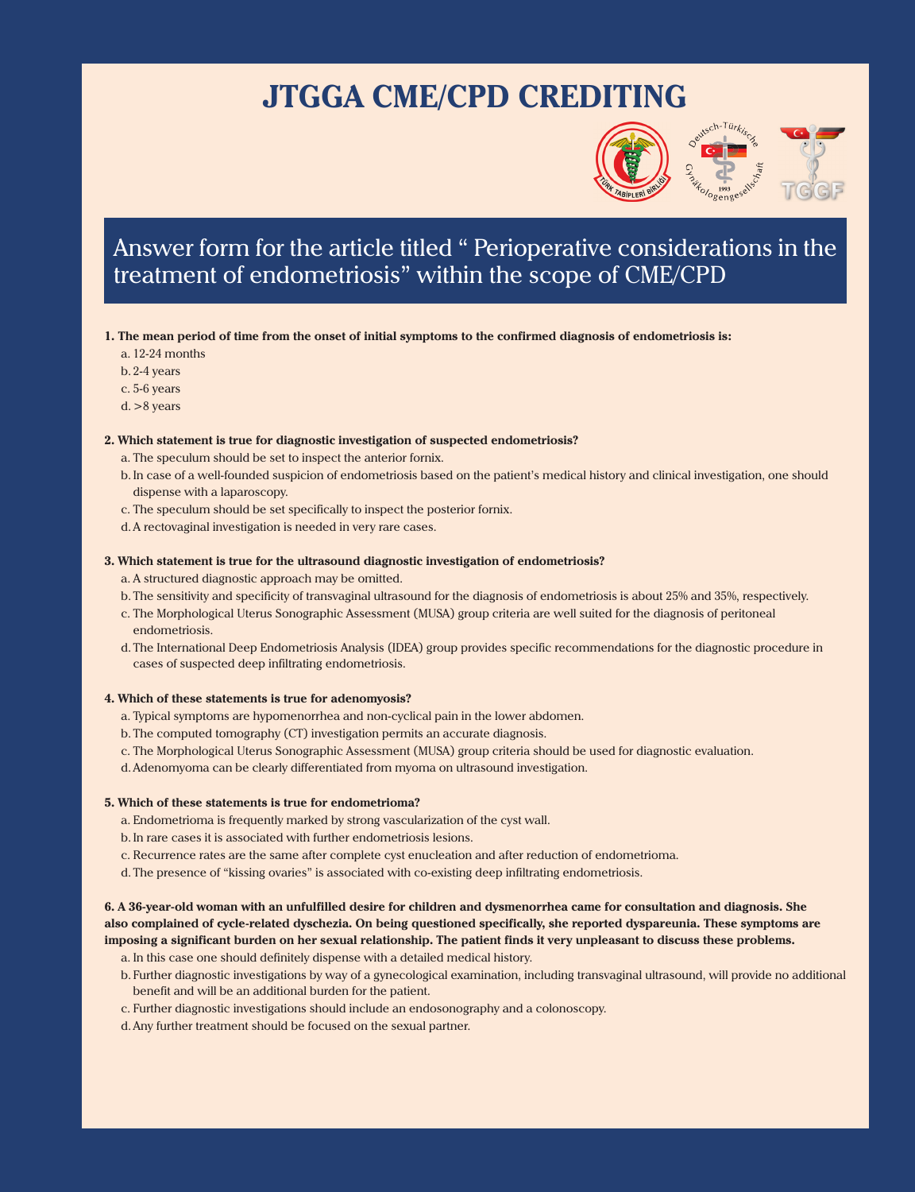# JTGGA CME/CPD CREDITING

## Answer form for the article titled " Perioperative considerations in the treatment of endometriosis" within the scope of CME/CPD

**1. The mean period of time from the onset of initial symptoms to the confirmed diagnosis of endometriosis is:**

a. 12-24 months
b. 2-4 years
c. 5-6 years
d. >8 years

**2. Which statement is true for diagnostic investigation of suspected endometriosis?**

a. The speculum should be set to inspect the anterior fornix.
b. In case of a well-founded suspicion of endometriosis based on the patient's medical history and clinical investigation, one should dispense with a laparoscopy.
c. The speculum should be set specifically to inspect the posterior fornix.
d. A rectovaginal investigation is needed in very rare cases.

**3. Which statement is true for the ultrasound diagnostic investigation of endometriosis?**

a. A structured diagnostic approach may be omitted.
b. The sensitivity and specificity of transvaginal ultrasound for the diagnosis of endometriosis is about 25% and 35%, respectively.
c. The Morphological Uterus Sonographic Assessment (MUSA) group criteria are well suited for the diagnosis of peritoneal endometriosis.
d. The International Deep Endometriosis Analysis (IDEA) group provides specific recommendations for the diagnostic procedure in cases of suspected deep infiltrating endometriosis.

**4. Which of these statements is true for adenomyosis?**

a. Typical symptoms are hypomenorrhea and non-cyclical pain in the lower abdomen.
b. The computed tomography (CT) investigation permits an accurate diagnosis.
c. The Morphological Uterus Sonographic Assessment (MUSA) group criteria should be used for diagnostic evaluation.
d. Adenomyoma can be clearly differentiated from myoma on ultrasound investigation.

**5. Which of these statements is true for endometrioma?**

a. Endometrioma is frequently marked by strong vascularization of the cyst wall.
b. In rare cases it is associated with further endometriosis lesions.
c. Recurrence rates are the same after complete cyst enucleation and after reduction of endometrioma.
d. The presence of "kissing ovaries" is associated with co-existing deep infiltrating endometriosis.

**6. A 36-year-old woman with an unfulfilled desire for children and dysmenorrhea came for consultation and diagnosis. She also complained of cycle-related dyschezia. On being questioned specifically, she reported dyspareunia. These symptoms are imposing a significant burden on her sexual relationship. The patient finds it very unpleasant to discuss these problems.**

a. In this case one should definitely dispense with a detailed medical history.
b. Further diagnostic investigations by way of a gynecological examination, including transvaginal ultrasound, will provide no additional benefit and will be an additional burden for the patient.
c. Further diagnostic investigations should include an endosonography and a colonoscopy.
d. Any further treatment should be focused on the sexual partner.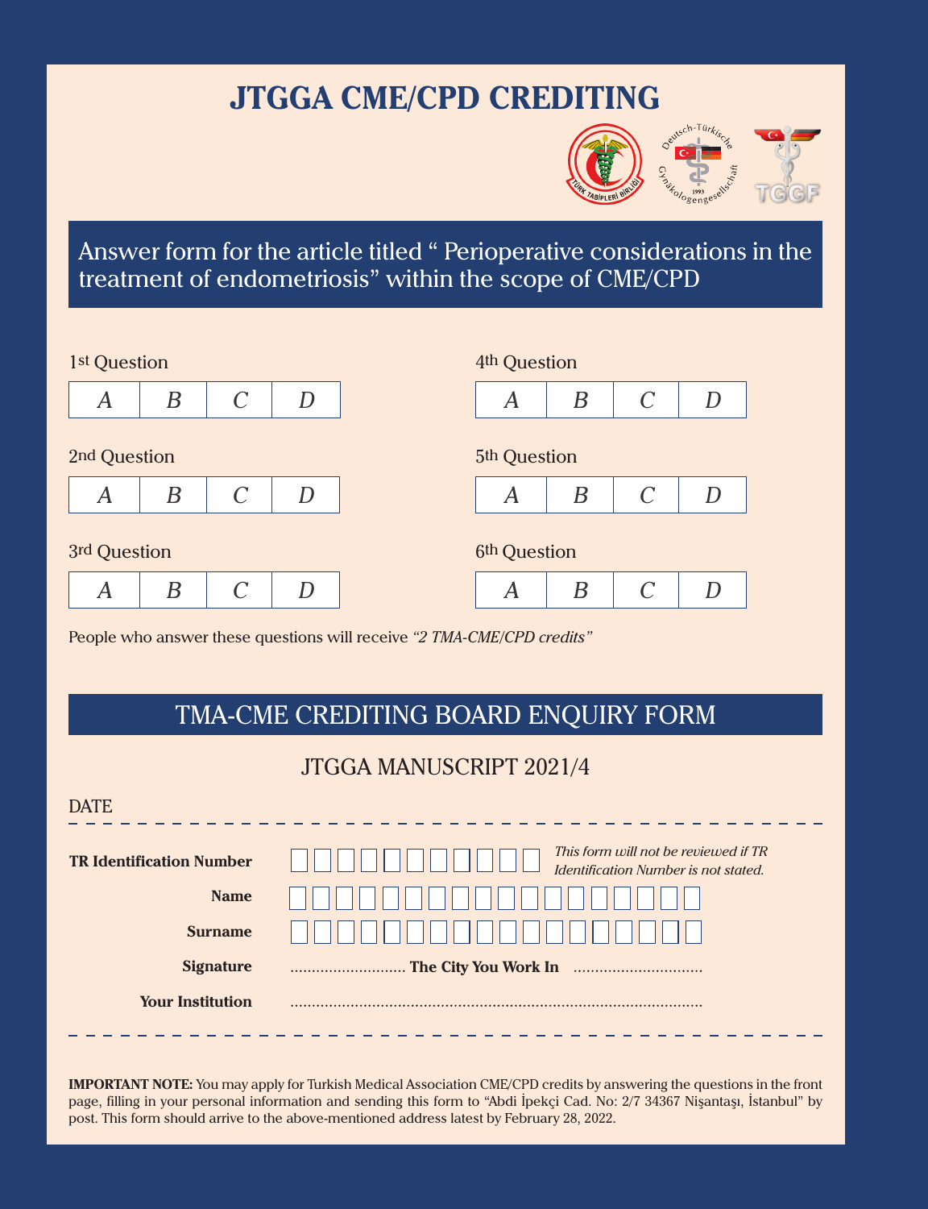# JTGGA CME/CPD CREDITING

## Answer form for the article titled " Perioperative considerations in the treatment of endometriosis" within the scope of CME/CPD

1st Question

| | | | |
|---|---|---|---|
| *A* | *B* | *C* | *D* |

2nd Question

| | | | |
|---|---|---|---|
| *A* | *B* | *C* | *D* |

3rd Question

| | | | |
|---|---|---|---|
| *A* | *B* | *C* | *D* |

4th Question

| | | | |
|---|---|---|---|
| *A* | *B* | *C* | *D* |

5th Question

| | | | |
|---|---|---|---|
| *A* | *B* | *C* | *D* |

6th Question

| | | | |
|---|---|---|---|
| *A* | *B* | *C* | *D* |

People who answer these questions will receive *"2 TMA-CME/CPD credits"*

## TMA-CME CREDITING BOARD ENQUIRY FORM

### JTGGA MANUSCRIPT 2021/4

DATE

---

**TR Identification Number** ☐☐☐☐☐☐☐☐☐☐☐ *This form will not be reviewed if TR Identification Number is not stated.*

**Name** ☐☐☐☐☐☐☐☐☐☐☐☐☐☐☐☐☐☐

**Surname** ☐☐☐☐☐☐☐☐☐☐☐☐☐☐☐☐☐☐

**Signature** .......................... **The City You Work In** ..............................

**Your Institution** ...............................................................................................

---

**IMPORTANT NOTE:** You may apply for Turkish Medical Association CME/CPD credits by answering the questions in the front page, filling in your personal information and sending this form to "Abdi İpekçi Cad. No: 2/7 34367 Nişantaşı, İstanbul" by post. This form should arrive to the above-mentioned address latest by February 28, 2022.